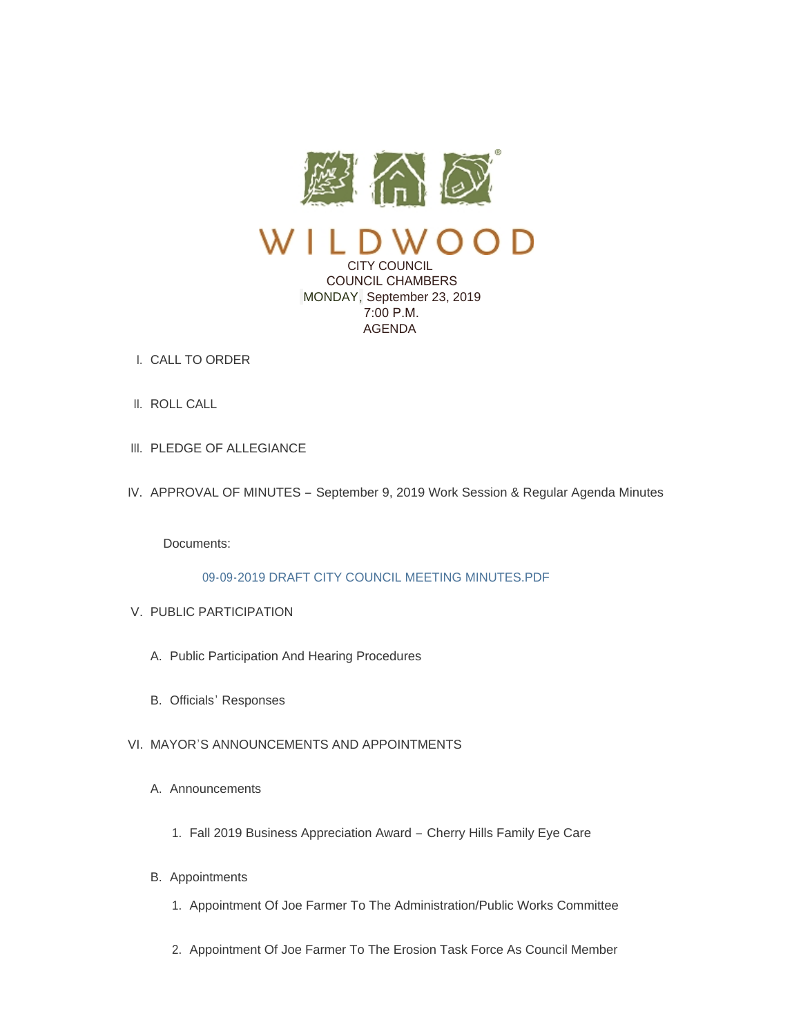# WILDWOOD

CITY COUNCIL
COUNCIL CHAMBERS
MONDAY, September 23, 2019
7:00 P.M.
AGENDA

I. CALL TO ORDER

II. ROLL CALL

III. PLEDGE OF ALLEGIANCE

IV. APPROVAL OF MINUTES – September 9, 2019 Work Session & Regular Agenda Minutes

Documents:

09-09-2019 DRAFT CITY COUNCIL MEETING MINUTES.PDF

V. PUBLIC PARTICIPATION

A. Public Participation And Hearing Procedures

B. Officials' Responses

VI. MAYOR'S ANNOUNCEMENTS AND APPOINTMENTS

A. Announcements

1. Fall 2019 Business Appreciation Award – Cherry Hills Family Eye Care

B. Appointments

1. Appointment Of Joe Farmer To The Administration/Public Works Committee

2. Appointment Of Joe Farmer To The Erosion Task Force As Council Member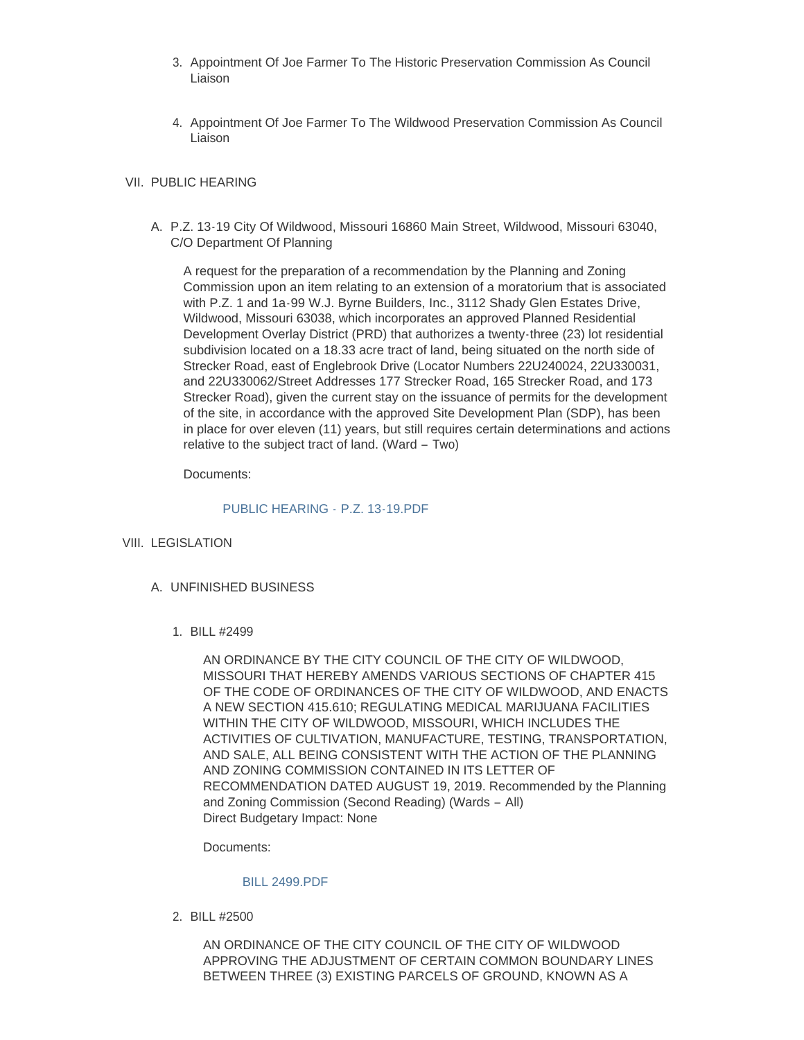3. Appointment Of Joe Farmer To The Historic Preservation Commission As Council Liaison

4. Appointment Of Joe Farmer To The Wildwood Preservation Commission As Council Liaison

VII. PUBLIC HEARING

A. P.Z. 13-19 City Of Wildwood, Missouri 16860 Main Street, Wildwood, Missouri 63040, C/O Department Of Planning

A request for the preparation of a recommendation by the Planning and Zoning Commission upon an item relating to an extension of a moratorium that is associated with P.Z. 1 and 1a-99 W.J. Byrne Builders, Inc., 3112 Shady Glen Estates Drive, Wildwood, Missouri 63038, which incorporates an approved Planned Residential Development Overlay District (PRD) that authorizes a twenty-three (23) lot residential subdivision located on a 18.33 acre tract of land, being situated on the north side of Strecker Road, east of Englebrook Drive (Locator Numbers 22U240024, 22U330031, and 22U330062/Street Addresses 177 Strecker Road, 165 Strecker Road, and 173 Strecker Road), given the current stay on the issuance of permits for the development of the site, in accordance with the approved Site Development Plan (SDP), has been in place for over eleven (11) years, but still requires certain determinations and actions relative to the subject tract of land. (Ward – Two)

Documents:

PUBLIC HEARING - P.Z. 13-19.PDF

VIII. LEGISLATION

A. UNFINISHED BUSINESS

1. BILL #2499

AN ORDINANCE BY THE CITY COUNCIL OF THE CITY OF WILDWOOD, MISSOURI THAT HEREBY AMENDS VARIOUS SECTIONS OF CHAPTER 415 OF THE CODE OF ORDINANCES OF THE CITY OF WILDWOOD, AND ENACTS A NEW SECTION 415.610; REGULATING MEDICAL MARIJUANA FACILITIES WITHIN THE CITY OF WILDWOOD, MISSOURI, WHICH INCLUDES THE ACTIVITIES OF CULTIVATION, MANUFACTURE, TESTING, TRANSPORTATION, AND SALE, ALL BEING CONSISTENT WITH THE ACTION OF THE PLANNING AND ZONING COMMISSION CONTAINED IN ITS LETTER OF RECOMMENDATION DATED AUGUST 19, 2019. Recommended by the Planning and Zoning Commission (Second Reading) (Wards – All)
Direct Budgetary Impact: None

Documents:

BILL 2499.PDF

2. BILL #2500

AN ORDINANCE OF THE CITY COUNCIL OF THE CITY OF WILDWOOD APPROVING THE ADJUSTMENT OF CERTAIN COMMON BOUNDARY LINES BETWEEN THREE (3) EXISTING PARCELS OF GROUND, KNOWN AS A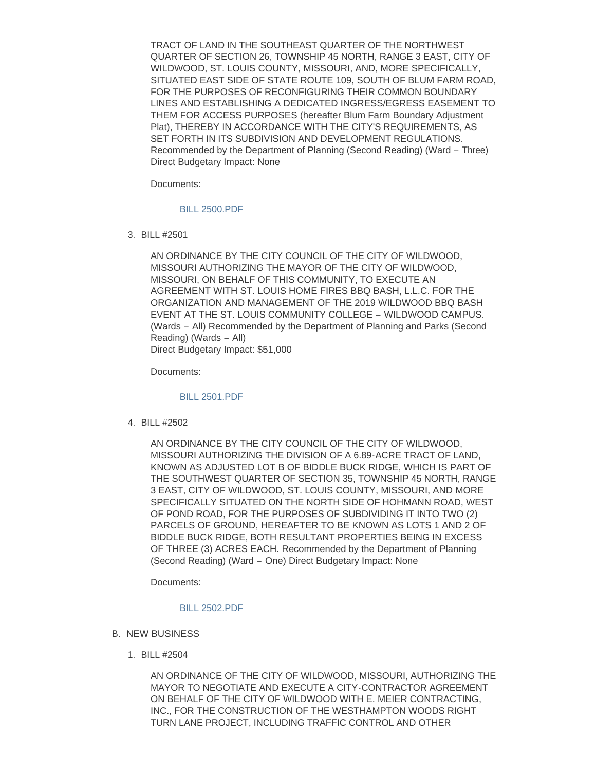TRACT OF LAND IN THE SOUTHEAST QUARTER OF THE NORTHWEST QUARTER OF SECTION 26, TOWNSHIP 45 NORTH, RANGE 3 EAST, CITY OF WILDWOOD, ST. LOUIS COUNTY, MISSOURI, AND, MORE SPECIFICALLY, SITUATED EAST SIDE OF STATE ROUTE 109, SOUTH OF BLUM FARM ROAD, FOR THE PURPOSES OF RECONFIGURING THEIR COMMON BOUNDARY LINES AND ESTABLISHING A DEDICATED INGRESS/EGRESS EASEMENT TO THEM FOR ACCESS PURPOSES (hereafter Blum Farm Boundary Adjustment Plat), THEREBY IN ACCORDANCE WITH THE CITY'S REQUIREMENTS, AS SET FORTH IN ITS SUBDIVISION AND DEVELOPMENT REGULATIONS. Recommended by the Department of Planning (Second Reading) (Ward – Three) Direct Budgetary Impact: None

Documents:

BILL 2500.PDF

3. BILL #2501

AN ORDINANCE BY THE CITY COUNCIL OF THE CITY OF WILDWOOD, MISSOURI AUTHORIZING THE MAYOR OF THE CITY OF WILDWOOD, MISSOURI, ON BEHALF OF THIS COMMUNITY, TO EXECUTE AN AGREEMENT WITH ST. LOUIS HOME FIRES BBQ BASH, L.L.C. FOR THE ORGANIZATION AND MANAGEMENT OF THE 2019 WILDWOOD BBQ BASH EVENT AT THE ST. LOUIS COMMUNITY COLLEGE – WILDWOOD CAMPUS. (Wards – All) Recommended by the Department of Planning and Parks (Second Reading) (Wards – All)
Direct Budgetary Impact: $51,000

Documents:

BILL 2501.PDF

4. BILL #2502

AN ORDINANCE BY THE CITY COUNCIL OF THE CITY OF WILDWOOD, MISSOURI AUTHORIZING THE DIVISION OF A 6.89-ACRE TRACT OF LAND, KNOWN AS ADJUSTED LOT B OF BIDDLE BUCK RIDGE, WHICH IS PART OF THE SOUTHWEST QUARTER OF SECTION 35, TOWNSHIP 45 NORTH, RANGE 3 EAST, CITY OF WILDWOOD, ST. LOUIS COUNTY, MISSOURI, AND MORE SPECIFICALLY SITUATED ON THE NORTH SIDE OF HOHMANN ROAD, WEST OF POND ROAD, FOR THE PURPOSES OF SUBDIVIDING IT INTO TWO (2) PARCELS OF GROUND, HEREAFTER TO BE KNOWN AS LOTS 1 AND 2 OF BIDDLE BUCK RIDGE, BOTH RESULTANT PROPERTIES BEING IN EXCESS OF THREE (3) ACRES EACH. Recommended by the Department of Planning (Second Reading) (Ward – One) Direct Budgetary Impact: None

Documents:

BILL 2502.PDF

B. NEW BUSINESS

1. BILL #2504

AN ORDINANCE OF THE CITY OF WILDWOOD, MISSOURI, AUTHORIZING THE MAYOR TO NEGOTIATE AND EXECUTE A CITY-CONTRACTOR AGREEMENT ON BEHALF OF THE CITY OF WILDWOOD WITH E. MEIER CONTRACTING, INC., FOR THE CONSTRUCTION OF THE WESTHAMPTON WOODS RIGHT TURN LANE PROJECT, INCLUDING TRAFFIC CONTROL AND OTHER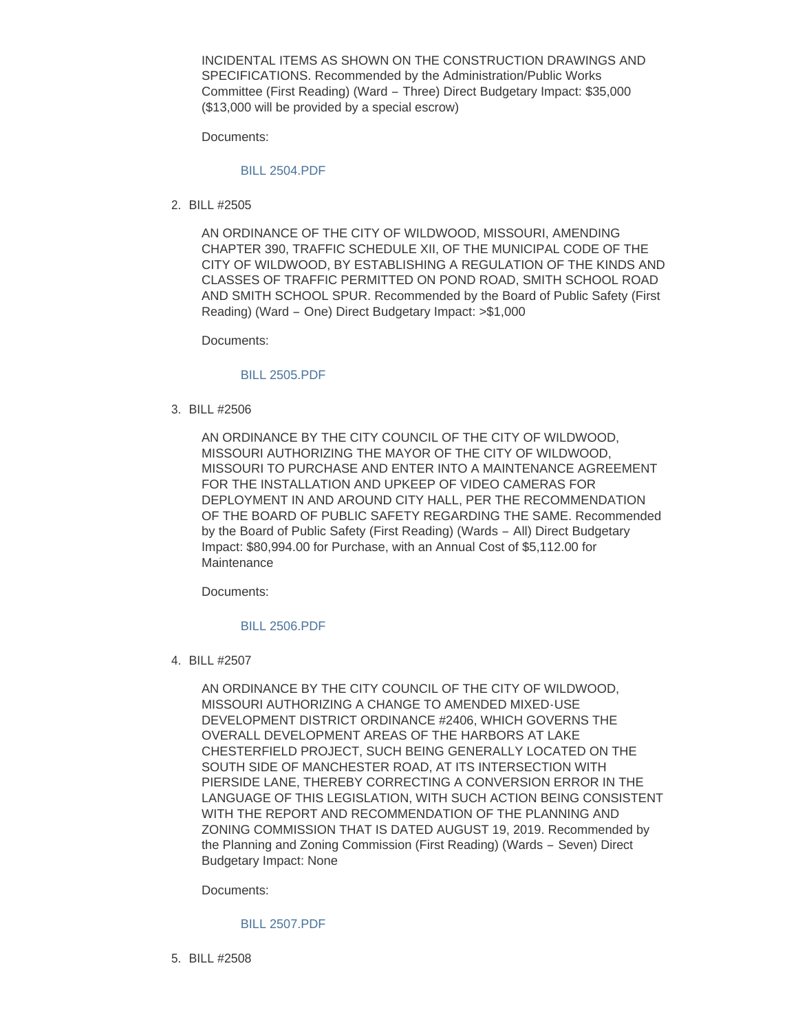INCIDENTAL ITEMS AS SHOWN ON THE CONSTRUCTION DRAWINGS AND SPECIFICATIONS. Recommended by the Administration/Public Works Committee (First Reading) (Ward – Three) Direct Budgetary Impact: $35,000 ($13,000 will be provided by a special escrow)

Documents:

BILL 2504.PDF

2. BILL #2505

AN ORDINANCE OF THE CITY OF WILDWOOD, MISSOURI, AMENDING CHAPTER 390, TRAFFIC SCHEDULE XII, OF THE MUNICIPAL CODE OF THE CITY OF WILDWOOD, BY ESTABLISHING A REGULATION OF THE KINDS AND CLASSES OF TRAFFIC PERMITTED ON POND ROAD, SMITH SCHOOL ROAD AND SMITH SCHOOL SPUR. Recommended by the Board of Public Safety (First Reading) (Ward – One) Direct Budgetary Impact: >$1,000

Documents:

BILL 2505.PDF

3. BILL #2506

AN ORDINANCE BY THE CITY COUNCIL OF THE CITY OF WILDWOOD, MISSOURI AUTHORIZING THE MAYOR OF THE CITY OF WILDWOOD, MISSOURI TO PURCHASE AND ENTER INTO A MAINTENANCE AGREEMENT FOR THE INSTALLATION AND UPKEEP OF VIDEO CAMERAS FOR DEPLOYMENT IN AND AROUND CITY HALL, PER THE RECOMMENDATION OF THE BOARD OF PUBLIC SAFETY REGARDING THE SAME. Recommended by the Board of Public Safety (First Reading) (Wards – All) Direct Budgetary Impact: $80,994.00 for Purchase, with an Annual Cost of $5,112.00 for Maintenance

Documents:

BILL 2506.PDF

4. BILL #2507

AN ORDINANCE BY THE CITY COUNCIL OF THE CITY OF WILDWOOD, MISSOURI AUTHORIZING A CHANGE TO AMENDED MIXED-USE DEVELOPMENT DISTRICT ORDINANCE #2406, WHICH GOVERNS THE OVERALL DEVELOPMENT AREAS OF THE HARBORS AT LAKE CHESTERFIELD PROJECT, SUCH BEING GENERALLY LOCATED ON THE SOUTH SIDE OF MANCHESTER ROAD, AT ITS INTERSECTION WITH PIERSIDE LANE, THEREBY CORRECTING A CONVERSION ERROR IN THE LANGUAGE OF THIS LEGISLATION, WITH SUCH ACTION BEING CONSISTENT WITH THE REPORT AND RECOMMENDATION OF THE PLANNING AND ZONING COMMISSION THAT IS DATED AUGUST 19, 2019. Recommended by the Planning and Zoning Commission (First Reading) (Wards – Seven) Direct Budgetary Impact: None

Documents:

BILL 2507.PDF

5. BILL #2508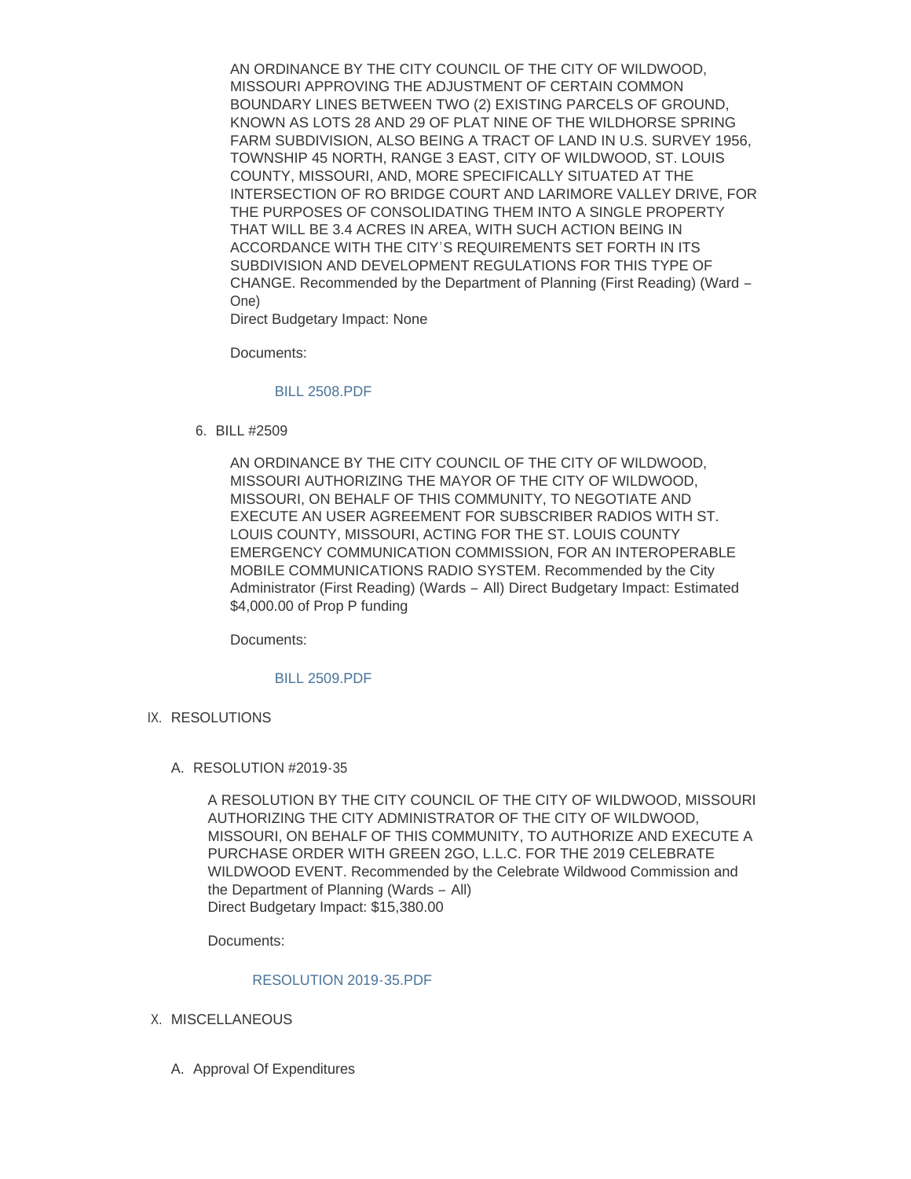AN ORDINANCE BY THE CITY COUNCIL OF THE CITY OF WILDWOOD, MISSOURI APPROVING THE ADJUSTMENT OF CERTAIN COMMON BOUNDARY LINES BETWEEN TWO (2) EXISTING PARCELS OF GROUND, KNOWN AS LOTS 28 AND 29 OF PLAT NINE OF THE WILDHORSE SPRING FARM SUBDIVISION, ALSO BEING A TRACT OF LAND IN U.S. SURVEY 1956, TOWNSHIP 45 NORTH, RANGE 3 EAST, CITY OF WILDWOOD, ST. LOUIS COUNTY, MISSOURI, AND, MORE SPECIFICALLY SITUATED AT THE INTERSECTION OF RO BRIDGE COURT AND LARIMORE VALLEY DRIVE, FOR THE PURPOSES OF CONSOLIDATING THEM INTO A SINGLE PROPERTY THAT WILL BE 3.4 ACRES IN AREA, WITH SUCH ACTION BEING IN ACCORDANCE WITH THE CITY'S REQUIREMENTS SET FORTH IN ITS SUBDIVISION AND DEVELOPMENT REGULATIONS FOR THIS TYPE OF CHANGE. Recommended by the Department of Planning (First Reading) (Ward – One)
Direct Budgetary Impact: None

Documents:

BILL 2508.PDF

6. BILL #2509

AN ORDINANCE BY THE CITY COUNCIL OF THE CITY OF WILDWOOD, MISSOURI AUTHORIZING THE MAYOR OF THE CITY OF WILDWOOD, MISSOURI, ON BEHALF OF THIS COMMUNITY, TO NEGOTIATE AND EXECUTE AN USER AGREEMENT FOR SUBSCRIBER RADIOS WITH ST. LOUIS COUNTY, MISSOURI, ACTING FOR THE ST. LOUIS COUNTY EMERGENCY COMMUNICATION COMMISSION, FOR AN INTEROPERABLE MOBILE COMMUNICATIONS RADIO SYSTEM. Recommended by the City Administrator (First Reading) (Wards – All) Direct Budgetary Impact: Estimated $4,000.00 of Prop P funding

Documents:

BILL 2509.PDF

IX. RESOLUTIONS

A. RESOLUTION #2019-35

A RESOLUTION BY THE CITY COUNCIL OF THE CITY OF WILDWOOD, MISSOURI AUTHORIZING THE CITY ADMINISTRATOR OF THE CITY OF WILDWOOD, MISSOURI, ON BEHALF OF THIS COMMUNITY, TO AUTHORIZE AND EXECUTE A PURCHASE ORDER WITH GREEN 2GO, L.L.C. FOR THE 2019 CELEBRATE WILDWOOD EVENT. Recommended by the Celebrate Wildwood Commission and the Department of Planning (Wards – All)
Direct Budgetary Impact: $15,380.00

Documents:

RESOLUTION 2019-35.PDF

X. MISCELLANEOUS

A. Approval Of Expenditures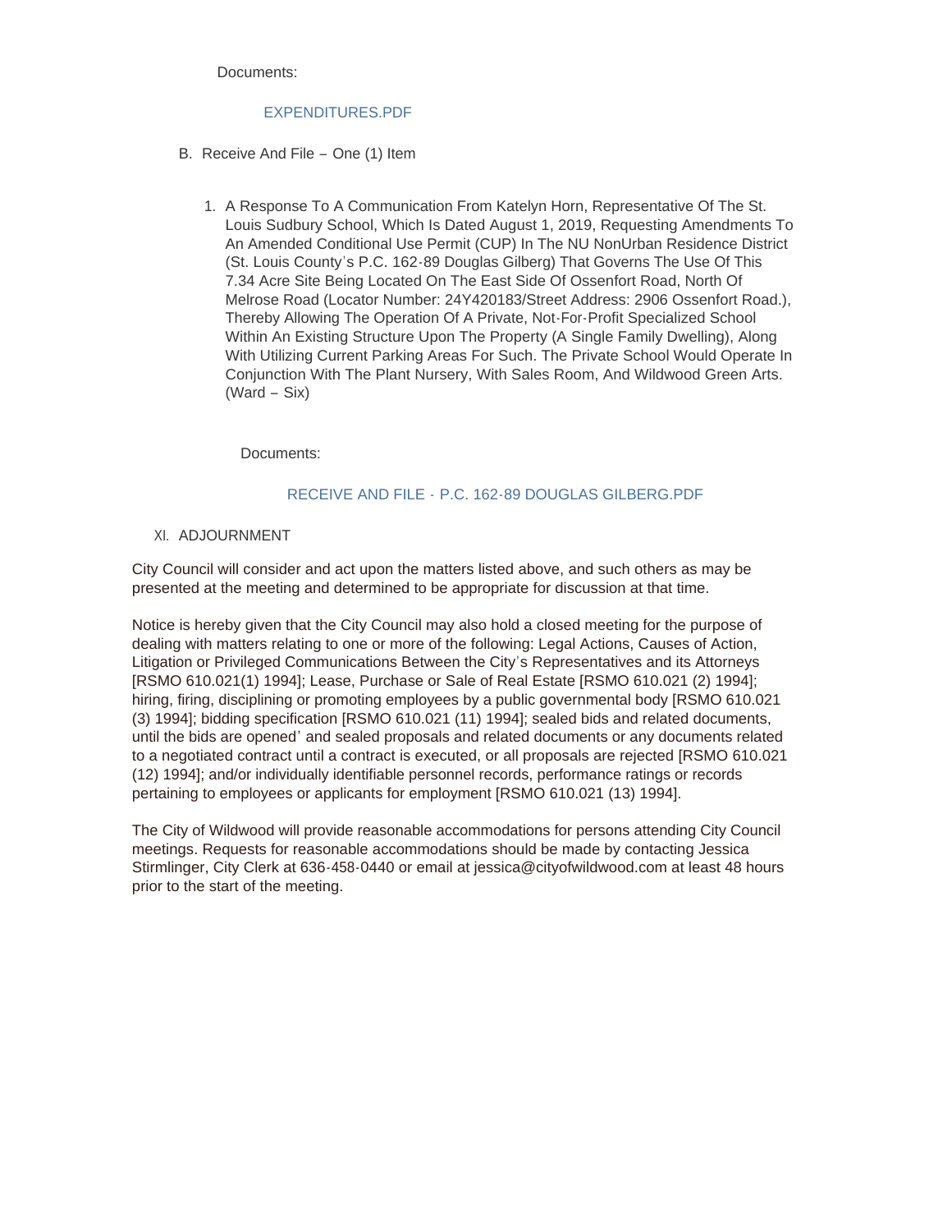Documents:

EXPENDITURES.PDF

B. Receive And File – One (1) Item

1. A Response To A Communication From Katelyn Horn, Representative Of The St. Louis Sudbury School, Which Is Dated August 1, 2019, Requesting Amendments To An Amended Conditional Use Permit (CUP) In The NU NonUrban Residence District (St. Louis County's P.C. 162-89 Douglas Gilberg) That Governs The Use Of This 7.34 Acre Site Being Located On The East Side Of Ossenfort Road, North Of Melrose Road (Locator Number: 24Y420183/Street Address: 2906 Ossenfort Road.), Thereby Allowing The Operation Of A Private, Not-For-Profit Specialized School Within An Existing Structure Upon The Property (A Single Family Dwelling), Along With Utilizing Current Parking Areas For Such. The Private School Would Operate In Conjunction With The Plant Nursery, With Sales Room, And Wildwood Green Arts. (Ward – Six)

   Documents:

   RECEIVE AND FILE - P.C. 162-89 DOUGLAS GILBERG.PDF

XI. ADJOURNMENT

City Council will consider and act upon the matters listed above, and such others as may be presented at the meeting and determined to be appropriate for discussion at that time.

Notice is hereby given that the City Council may also hold a closed meeting for the purpose of dealing with matters relating to one or more of the following: Legal Actions, Causes of Action, Litigation or Privileged Communications Between the City's Representatives and its Attorneys [RSMO 610.021(1) 1994]; Lease, Purchase or Sale of Real Estate [RSMO 610.021 (2) 1994]; hiring, firing, disciplining or promoting employees by a public governmental body [RSMO 610.021 (3) 1994]; bidding specification [RSMO 610.021 (11) 1994]; sealed bids and related documents, until the bids are opened' and sealed proposals and related documents or any documents related to a negotiated contract until a contract is executed, or all proposals are rejected [RSMO 610.021 (12) 1994]; and/or individually identifiable personnel records, performance ratings or records pertaining to employees or applicants for employment [RSMO 610.021 (13) 1994].

The City of Wildwood will provide reasonable accommodations for persons attending City Council meetings. Requests for reasonable accommodations should be made by contacting Jessica Stirmlinger, City Clerk at 636-458-0440 or email at jessica@cityofwildwood.com at least 48 hours prior to the start of the meeting.